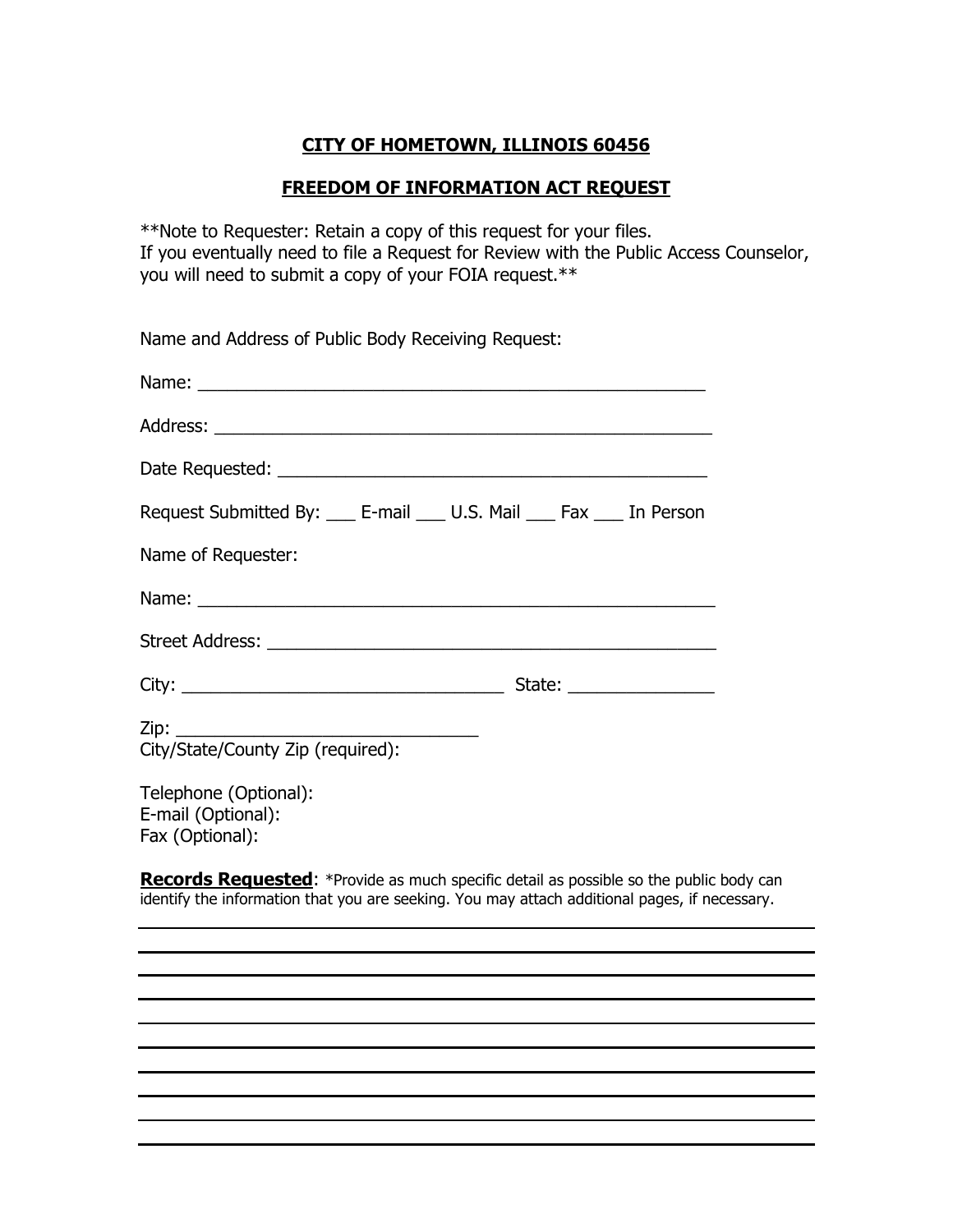**CITY OF HOMETOWN, ILLINOIS 60456**

**FREEDOM OF INFORMATION ACT REQUEST**

**Note to Requester: Retain a copy of this request for your files.
If you eventually need to file a Request for Review with the Public Access Counselor, you will need to submit a copy of your FOIA request.**

Name and Address of Public Body Receiving Request:

Name: ____________________________________________________

Address: __________________________________________________

Date Requested: ____________________________________________

Request Submitted By: ___ E-mail ___ U.S. Mail ___ Fax ___ In Person

Name of Requester:

Name: _____________________________________________________

Street Address: _____________________________________________

City: ________________________________ State: ______________

Zip: ______________________________
City/State/County Zip (required):

Telephone (Optional):
E-mail (Optional):
Fax (Optional):

**Records Requested**: *Provide as much specific detail as possible so the public body can identify the information that you are seeking. You may attach additional pages, if necessary.

_____________________________________________________________________

_____________________________________________________________________

_____________________________________________________________________

_____________________________________________________________________

_____________________________________________________________________

_____________________________________________________________________

_____________________________________________________________________

_____________________________________________________________________

_____________________________________________________________________

_____________________________________________________________________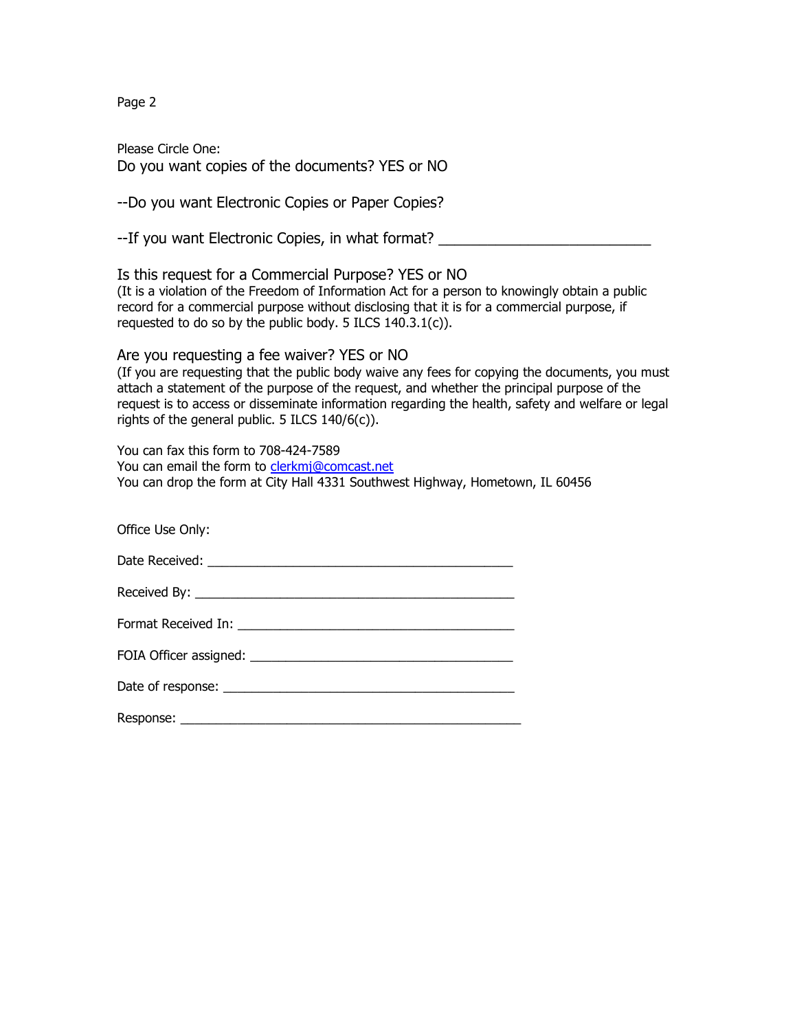Please Circle One:

Do you want copies of the documents? YES or NO

--Do you want Electronic Copies or Paper Copies?

--If you want Electronic Copies, in what format? ___________________________

Is this request for a Commercial Purpose? YES or NO

(It is a violation of the Freedom of Information Act for a person to knowingly obtain a public record for a commercial purpose without disclosing that it is for a commercial purpose, if requested to do so by the public body. 5 ILCS 140.3.1(c)).

Are you requesting a fee waiver? YES or NO

(If you are requesting that the public body waive any fees for copying the documents, you must attach a statement of the purpose of the request, and whether the principal purpose of the request is to access or disseminate information regarding the health, safety and welfare or legal rights of the general public. 5 ILCS 140/6(c)).

You can fax this form to 708-424-7589
You can email the form to clerkmj@comcast.net
You can drop the form at City Hall 4331 Southwest Highway, Hometown, IL 60456

Office Use Only:

Date Received: ___________________________________________

Received By: ____________________________________________

Format Received In: _______________________________________

FOIA Officer assigned: _____________________________________

Date of response: _________________________________________

Response: _______________________________________________